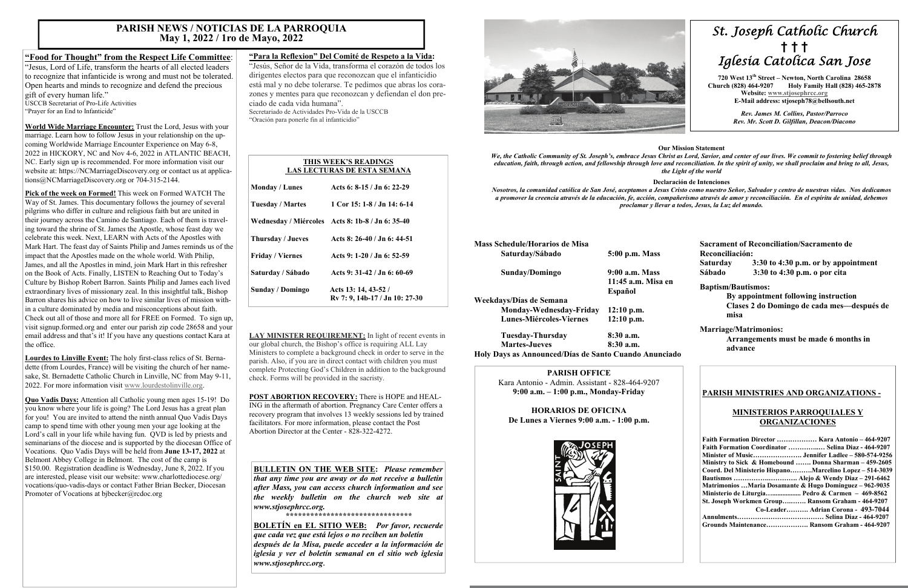# PARISH NEWS / NOTICIAS DE LA PARROQUIA
## May 1, 2022 / 1ro de Mayo, 2022

**"Food for Thought" from the Respect Life Committee**:
"Jesus, Lord of Life, transform the hearts of all elected leaders to recognize that infanticide is wrong and must not be tolerated. Open hearts and minds to recognize and defend the precious gift of every human life."
USCCB Secretariat of Pro-Life Activities
"Prayer for an End to Infanticide"

**World Wide Marriage Encounter:** Trust the Lord, Jesus with your marriage. Learn how to follow Jesus in your relationship on the upcoming Worldwide Marriage Encounter Experience on May 6-8, 2022 in HICKORY, NC and Nov 4-6, 2022 in ATLANTIC BEACH, NC. Early sign up is recommended. For more information visit our website at: https://NCMarriageDiscovery.org or contact us at applications@NCMarriageDiscovery.org or 704-315-2144.

**Pick of the week on Formed!** This week on Formed WATCH The Way of St. James. This documentary follows the journey of several pilgrims who differ in culture and religious faith but are united in their journey across the Camino de Santiago. Each of them is traveling toward the shrine of St. James the Apostle, whose feast day we celebrate this week. Next, LEARN with Acts of the Apostles with Mark Hart. The feast day of Saints Philip and James reminds us of the impact that the Apostles made on the whole world. With Philip, James, and all the Apostles in mind, join Mark Hart in this refresher on the Book of Acts. Finally, LISTEN to Reaching Out to Today's Culture by Bishop Robert Barron. Saints Philip and James each lived extraordinary lives of missionary zeal. In this insightful talk, Bishop Barron shares his advice on how to live similar lives of mission within a culture dominated by media and misconceptions about faith. Check out all of those and more all for FREE on Formed. To sign up, visit signup.formed.org and enter our parish zip code 28658 and your email address and that's it! If you have any questions contact Kara at the office.

**Lourdes to Linville Event:** The holy first-class relics of St. Bernadette (from Lourdes, France) will be visiting the church of her namesake, St. Bernadette Catholic Church in Linville, NC from May 9-11, 2022. For more information visit www.lourdestolinville.org.

**Quo Vadis Days:** Attention all Catholic young men ages 15-19! Do you know where your life is going? The Lord Jesus has a great plan for you! You are invited to attend the ninth annual Quo Vadis Days camp to spend time with other young men your age looking at the Lord's call in your life while having fun. QVD is led by priests and seminarians of the diocese and is supported by the diocesan Office of Vocations. Quo Vadis Days will be held from **June 13-17, 2022** at Belmont Abbey College in Belmont. The cost of the camp is $150.00. Registration deadline is Wednesday, June 8, 2022. If you are interested, please visit our website: www.charlottediocese.org/vocations/quo-vadis-days or contact Father Brian Becker, Diocesan Promoter of Vocations at bjbecker@rcdoc.org

**"Para la Reflexion" Del Comité de Respeto a la Vida:**
"Jesús, Señor de la Vida, transforma el corazón de todos los dirigentes electos para que reconozcan que el infanticidio está mal y no debe tolerarse. Te pedimos que abras los corazones y mentes para que reconozcan y defiendan el don preciado de cada vida humana".
Secretariado de Actividades Pro-Vida de la USCCB
"Oración para ponerle fin al infanticidio"

**THIS WEEK'S READINGS / LAS LECTURAS DE ESTA SEMANA**

| Day | Readings |
|---|---|
| Monday / Lunes | Acts 6: 8-15 / Jn 6: 22-29 |
| Tuesday / Martes | 1 Cor 15: 1-8 / Jn 14: 6-14 |
| Wednesday / Miércoles | Acts 8: 1b-8 / Jn 6: 35-40 |
| Thursday / Jueves | Acts 8: 26-40 / Jn 6: 44-51 |
| Friday / Viernes | Acts 9: 1-20 / Jn 6: 52-59 |
| Saturday / Sábado | Acts 9: 31-42 / Jn 6: 60-69 |
| Sunday / Domingo | Acts 13: 14, 43-52 / Rv 7: 9, 14b-17 / Jn 10: 27-30 |

**LAY MINISTER REQUIREMENT:** In light of recent events in our global church, the Bishop's office is requiring ALL Lay Ministers to complete a background check in order to serve in the parish. Also, if you are in direct contact with children you must complete Protecting God's Children in addition to the background check. Forms will be provided in the sacristy.

**POST ABORTION RECOVERY:** There is HOPE and HEALING in the aftermath of abortion. Pregnancy Care Center offers a recovery program that involves 13 weekly sessions led by trained facilitators. For more information, please contact the Post Abortion Director at the Center - 828-322-4272.

**BULLETIN ON THE WEB SITE:** *Please remember that any time you are away or do not receive a bulletin after Mass, you can access church information and see the weekly bulletin on the church web site at www.stjosephrcc.org.*

\*\*\*\*\*\*\*\*\*\*\*\*\*\*\*\*\*\*\*\*\*\*\*\*\*\*\*\*\*\*\*\*

**BOLETÍN en EL SITIO WEB:** *Por favor, recuerde que cada vez que está lejos o no reciben un boletín después de la Misa, puede acceder a la información de iglesia y ver el boletín semanal en el sitio web iglesia www.stjosephrcc.org.*

# *St. Joseph Catholic Church*
# † † †
# *Iglesia Católica San Jose*

**720 West 13th Street – Newton, North Carolina 28658**
**Church (828) 464-9207 Holy Family Hall (828) 465-2878**
**Website: www.stjosephrcc.org**
**E-Mail address: stjoseph78@bellsouth.net**

***Rev. James M. Collins, Pastor/Parroco***
***Rev. Mr. Scott D. Gilfillan, Deacon/Diacono***

**Our Mission Statement**

***We, the Catholic Community of St. Joseph's, embrace Jesus Christ as Lord, Savior, and center of our lives. We commit to fostering belief through education, faith, through action, and fellowship through love and reconciliation. In the spirit of unity, we shall proclaim and bring to all, Jesus, the Light of the world***

**Declaración de Intenciones**

***Nosotros, la comunidad católica de San José, aceptamos a Jesus Cristo como nuestro Señor, Salvador y centro de nuestras vidas. Nos dedicamos a promover la creencia através de la educación, fe, acción, compañerismo através de amor y reconciliación. En el espíritu de unidad, debemos proclamar y llevar a todos, Jesus, la Luz del mundo.***

**Mass Schedule/Horarios de Misa**

| | |
|---|---|
| **Saturday/Sábado** | **5:00 p.m. Mass** |
| **Sunday/Domingo** | **9:00 a.m. Mass** |
| | **11:45 a.m. Misa en Español** |
| **Weekdays/Días de Semana** | |
| **Monday-Wednesday-Friday** | **12:10 p.m.** |
| **Lunes-Miércoles-Viernes** | **12:10 p.m.** |
| **Tuesday-Thursday** | **8:30 a.m.** |
| **Martes-Jueves** | **8:30 a.m.** |

**Holy Days as Announced/Días de Santo Cuando Anunciado**

**Sacrament of Reconciliation/Sacramento de Reconciliación:**
**Saturday 3:30 to 4:30 p.m. or by appointment**
**Sábado 3:30 to 4:30 p.m. o por cita**

**Baptism/Bautismos:**
**By appointment following instruction**
**Clases 2 do Domingo de cada mes—después de misa**

**Marriage/Matrimonios:**
**Arrangements must be made 6 months in advance**

**PARISH OFFICE**
Kara Antonio - Admin. Assistant - 828-464-9207
**9:00 a.m. – 1:00 p.m., Monday-Friday**

**HORARIOS DE OFICINA**
**De Lunes a Viernes 9:00 a.m. - 1:00 p.m.**

**PARISH MINISTRIES AND ORGANIZATIONS -**

**MINISTERIOS PARROQUIALES Y ORGANIZACIONES**

**Faith Formation Director ……………… Kara Antonio – 464-9207**
**Faith Formation Coordinator ………….… Selina Diaz - 464-9207**
**Minister of Music…………………. Jennifer Ladlee – 580-574-9256**
**Ministry to Sick & Homebound ……. Donna Sharman – 459-2605**
**Coord. Del Ministerio Hispano……….Marcelino Lopez – 514-3039**
**Bautismos ………….………. Alejo & Wendy Diaz – 291-6462**
**Matrimonios …Maria Dosamante & Hugo Dominguez – 962-9035**
**Ministerio de Liturgia…................. Pedro & Carmen – 469-8562**
**St. Joseph Workmen Group…..…… Ransom Graham - 464-9207**
**Co-Leader………. Adrian Corona - 493-7044**
**Annulments…………………………………. Selina Diaz - 464-9207**
**Grounds Maintenance………………. Ransom Graham - 464-9207**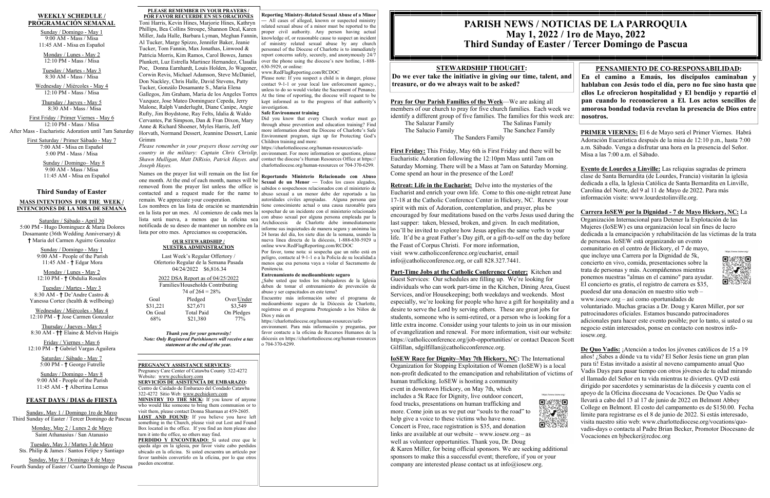# WEEKLY SCHEDULE / PROGRAMACIÓN SEMANAL

Sunday / Domingo - May 1
9:00 AM - Mass / Misa
11:45 AM - Misa en Español

Monday / Lunes - May 2
12:10 PM - Mass / Misa

Tuesday / Martes - May 3
8:30 AM - Mass / Misa

Wednesday / Miércoles - May 4
12:10 PM - Mass / Misa

Thursday / Jueves - May 5
8:30 AM - Mass / Misa

First Friday / Primer Viernes - May 6
12:10 PM - Mass / Misa
After Mass - Eucharistic Adoration until 7am Saturday

First Saturday / Primer Sábado - May 7
7:00 AM - Misa en Español
5:00 PM - Mass / Misa

Sunday / Domingo– May 8
9:00 AM - Mass / Misa
11:45 AM - Misa en Español

## Third Sunday of Easter

### MASS INTENTIONS FOR THE WEEK / INTENCIONES DE LA MISA DE SEMANA

Saturday / Sábado - April 30
5:00 PM - Hugo Dominguez & Maria Dolores Dosamante (36th Wedding Anniversary) &
† Maria del Carmen Aguirre Gonzalez

Sunday / Domingo - May 1
9:00 AM - People of the Parish
11:45 AM - † Edgar Mora

Monday / Lunes - May 2
12:10 PM - † Obdulia Rosales

Tuesday / Martes - May 3
8:30 AM - † De'Andre Castro &
Yanessa Cortez (health & wellbeing)

Wednesday / Miércoles - May 4
12:10 PM - † Jose Carmen Gonzalez

Thursday / Jueves - May 5
8:30 AM - †† Elaine & Melvin Haigis

Friday / Viernes - May 6
12:10 PM - † Gabriel Vargas Aguilera

Saturday / Sábado - May 7
5:00 PM - † George Futrelle

Sunday / Domingo - May 8
9:00 AM - People of the Parish
11:45 AM - † Albertina Lemus

## FEAST DAYS / DIAS de FIESTA

Sunday, May 1 / Domingo 1ro de Mayo
Third Sunday of Easter / Tercer Domingo de Pascua

Monday, May 2 / Lunes 2 de Mayo
Saint Athanasius / San Atanasio

Tuesday, May 3 / Martes 3 de Mayo
Sts. Philip & James / Santos Felipe y Santiago

Sunday, May 8 / Domingo 8 de Mayo
Fourth Sunday of Easter / Cuarto Domingo de Pascua

### PLEASE REMEMBER IN YOUR PRAYERS / POR FAVOR RECUERDE EN SUS ORACIONES

Toni Harris, Kevin Hines, Marjorie Hines, Kathryn Phillips, Bea Collins Stroupe, Shannon Deal, Karen Miller, Jada Halle, Barbara Lyman, Meghan Fannin, Al Tucker, Marge Spizzo, Jennifer Baker, Jeanie Tucker, Tom Fannin, Max Jonathas, Linwood & Patricia Morris, Kim Ramos, Carol Bowes, James Plunkett, Luz Estrella Martinez Hernandez, Claudia Poe, Donna Earnhardt, Louis Holden, Jo Wagoner, Corwin Revis, Michael Adamson, Steve McDaniel, Don Nackley, Chris Halle, David Stevens, Patty Tucker, Gonzálo Dosamante S., Maria Elena Gallegos, Jim Graham, Maria de los Angeles Torres Vazquez, Jose Mateo Dominguez Cepeda, Jerry Malone, Ralph Vanderlught, Diane Canipe, Angie Rufty, Jim Boydstone, Ray Felts, Idalia & Waldo Cervantes, Pat Simpson, Dan & Fran Dixon, Mary Anne & Richard Shoener, Myles Harris, Jeff Horvath, Normand Dessert, Jeannine Dessert, Lanie Grimm

*Please remember in your prayers those serving our country in the military: Captain Chris Chrislip, Shawn Mulligan, Matt DiRisio, Patrick Hayes. and Joseph Hayes.*

Names on the prayer list will remain on the list for one month. At the end of each month, names will be removed from the prayer list unless the office is contacted and a request made for the name to remain. We appreciate your cooperation.
Los nombres en las lista de oración se mantendrán en la lista por un mes. Al comienzo de cada mes la lista será nueva, a menos que la oficina sea notificada de su deseo de mantener un nombre en la lista por otro mes. Apreciamos su cooperación**.**

### OUR STEWARDSHIP / NUESTRA ADMINISTRACION

Last Week's Regular Offertory / Ofertorio Regular de la Semana Pasada
04/24/2022 $6,816.34

2022 DSA Report as of 04/25/2022
Families/Households Contributing
74 of 264 = 28%

| Goal | Pledged | Over/Under |
|---|---|---|
| $31,221 | $27,671 | $3,549 |
| On Goal | Total Paid | On Pledges |
| 68% | $21,380 | 77% |

***Thank you for your generosity!***
***Note: Only Registered Parishioners will receive a tax statement at the end of the year.***

**PREGNANCY ASSISTANCE SERVICES:**
Pregnancy Care Center of Catawba County 322-4272
Website: www.pcchickory.com
**SERVICIOS DE ASISTENCIA DE EMBARAZO:**
Centro de Cuidado de Embarazo del Condado Catawba 322-4272 Sitio Web: www.pcchickory.com
**MINISTRY TO THE SICK:** If you know of anyone who would like someone to bring them communion or to visit them, please contact Donna Sharman at 459-2605.
**LOST AND FOUND:** If you believe you have left something in the Church, please visit our Lost and Found Box located in the office. If you find an item please also turn it into the office, so others may find.
**PERDIDO Y ENCONTRADO:** Si usted cree que le queda algo en la iglesia, por favor visite cabo perdidos ubicado en la oficina. Si usted encuentra un artículo por favor también convertirlo en la oficina, por lo que otros pueden encontrar.

**Reporting Ministry-Related Sexual Abuse of a Minor** — All cases of alleged, known or suspected ministry related sexual abuse of a minor must be reported to the proper civil authority. Any person having actual knowledge of, or reasonable cause to suspect an incident of ministry related sexual abuse by any church personnel of the Diocese of Charlotte is to immediately report concerns safely, securely, and anonymously 24/7 over the phone using the diocese's new hotline, 1-888-630-5929, or online:
www.RedFlagReporting.com/RCDOC
Please note: If you suspect a child is in danger, please contact 9-1-1 or your local law enforcement agency., unless to do so would violate the Sacrament of Penance. At the time of reporting, the diocese will request to be kept informed as to the progress of that authority's investigation.
**Safe Environment training**
Did you know that every Church worker must go through abuse prevention and education training? Find more information about the Diocese of Charlotte's Safe Environment program, sign up for Protecting God's Children training and more:
https://charlottediocese.org/human-resources/safe-environment. For more information or questions, please contact the diocese's Human Resources Office at https://charlottediocese.org/human-resources or 704-370-6299.

**Reportando Ministerio Relacionado con Abuso Sexual de un Menor —** Todos los casos alegados, sabidos o sospechosos relacionados con el ministerio de abuso sexual a un menor debe der reportado a las autoridades civiles apropiadas. Alguna persona que tiene conocimiento actual o una causa razonable para sospechar de un incidente con el ministerio relacionado con abuso sexual por alguna persona empleada par la Archdiocesis de Charlotte debe immediatamente informe sus inquietudes de manera segura y anónima las 24 horas del día, los siete días de la semana, usando la nueva línea directa de la diócesis, 1-888-630-5929 u online www.RedFlagReporting.com/RCDOC
Por favor, tome nota: si sospecha que un niño está en peligro, contacte al 9-1-1 o a la Policía de su localidad.a menos que esa persona vaya a violar el Sacramento de Penitencia.
**Entrenamiento de medioambiente seguro**
¿Sabe usted que todos los trabajadores de la Iglesia deben de tomar el entrenamiento de prevención de abuso y ser capacitados en este tema?
Encuentre más información sobre el programa de medioambiente seguro de la Diócesis de Charlotte, regístrese en el programa Protegiendo a los Niños de Dios y más en
https://charlottediocese.org/human-resources/safe-environment. Para más información y preguntas, por favor contacte a la oficina de Recursos Humanos de la diócesis en https://charlottediocese.org/human-resources o 704-370-6299.

# PARISH NEWS / NOTICIAS DE LA PARROQUIA
# May 1, 2022 / 1ro de Mayo, 2022
# Third Sunday of Easter / Tercer Domingo de Pascua

## STEWARDSHIP THOUGHT:

**Do we ever take the initiative in giving our time, talent, and treasure, or do we always wait to be asked?**

**Pray for Our Parish Families of the Week**—We are asking all members of our church to pray for five church families. Each week we identify a different group of five families. The families for this week are:
The Salazar Family — The Salinas Family
The Salucio Family — The Sanchez Family
The Sanders Family

**First Friday:** This Friday, May 6th is First Friday and there will be Eucharistic Adoration following the 12:10pm Mass until 7am on Saturday Morning. There will be a Mass at 7am on Saturday Morning. Come spend an hour in the presence of the Lord!

**Retreat: Life in the Eucharist:** Delve into the mysteries of the Eucharist and enrich your own life. Come to this one-night retreat June 17-18 at the Catholic Conference Center in Hickory, NC. Renew your spirit with mix of Adoration, contemplation, and prayer, plus be encouraged by four meditations based on the verbs Jesus used during the last supper: taken, blessed, broken, and given. In each meditation, you'll be invited to explore how Jesus applies the same verbs to your life. It'd be a great Father's Day gift, or a gift-to-self on the day before the Feast of Corpus Christi. For more information, visit www.catholicconference.org/eucharist, email info@catholicconference.org, or call 828.327.7441.

**Part-Time Jobs at the Catholic Conference Center:** Kitchen and Guest Services: Our schedules are filling up. We're looking for individuals who can work part-time in the Kitchen, Dining Area, Guest Services, and/or Housekeeping; both weekdays and weekends. Most especially, we're looking for people who have a gift for hospitality and a desire to serve the Lord by serving others. These are great jobs for students, someone who is semi-retired, or a person who is looking for a little extra income. Consider using your talents to join us in our mission of evangelization and renewal. For more information, visit our website: https://catholicconference.org/job-opportunities/ or contact Deacon Scott Gilfillan, sdgilfillan@catholicconference.org.

**IoSEW Race for Dignity–May 7th Hickory, NC:** The International Organization for Stopping Exploitation of Women (IoSEW) is a local non-profit dedicated to the emancipation and rehabilitation of victims of human trafficking. IoSEW is hosting a community event in downtown Hickory, on May 7th, which includes a 5k Race for Dignity, live outdoor concert, food trucks, presentations on human trafficking and more. Come join us as we put our "souls to the road" to help give a voice to these victims who have none. Concert is Free, race registration is $35, and donation links are available at our website – www.iosew.org – as well as volunteer opportunities. Thank you, Dr. Doug & Karen Miller, for being official sponsors. We are seeking additional sponsors to make this a successful event; therefore, if you or your company are interested please contact us at info@iosew.org.

## PENSAMIENTO DE CO-RESPONSABILIDAD:

**En el camino a Emaús, los discípulos caminaban y hablaban con Jesús todo el día, pero no fue sino hasta que ellos Le ofrecieron hospitalidad y El bendijo y repartió el pan cuando lo reconocieron a El. Los actos sencillos de amorosa bondad todavía revelan la presencia de Dios entre nosotros.**

**PRIMER VIERNES:** El 6 de Mayo será el Primer Viernes. Habrá Adoración Eucarística después de la misa de 12:10 p.m., hasta 7:00 a.m. Sábado. Venga a disfrutar una hora en la presencia del Señor. Misa a las 7:00 a.m. el Sábado.

**Evento de Lourdes a Linville:** Las reliquias sagradas de primera clase de Santa Bernardita (de Lourdes, Francia) visitarán la iglesia dedicada a ella, la Iglesia Católica de Santa Bernardita en Linville, Carolina del Norte, del 9 al 11 de Mayo de 2022. Para más información visite: www.lourdestolinville.org.

**Carrera IoSEW por la Dignidad - 7 de Mayo Hickory, NC:** La Organización Internacional para Detener la Explotación de las Mujeres (IoSEW) es una organización local sin fines de lucro dedicada a la emancipación y rehabilitación de las víctimas de la trata de personas. IoSEW está organizando un evento comunitario en el centro de Hickory, el 7 de mayo, que incluye una Carrera por la Dignidad de 5k, concierto en vivo, comida, presentaciones sobre la trata de personas y más. Acompáñennos mientras ponemos nuestras "almas en el camino" para ayudar. El concierto es gratis, el registro de carrera es $35, puedesd dar una donación en nuestro sitio web – www.iosew.org – así como oportunidades de voluntariado. Muchas gracias a Dr. Doug y Karen Miller, por ser patrocinadores oficiales. Estamos buscando patrocinadores adicionales para hacer este evento posible; por lo tanto, si usted o su negocio están interesados, ponse en contacto con nuestros info-iosew.org.

**De Quo Vadis:** ¡Atención a todos los jóvenes católicos de 15 a 19 años! ¿Sabes a dónde va tu vida? El Señor Jesús tiene un gran plan para ti! Estas invitado a asistir al noveno campamento anual Quo Vadis Days para pasar tiempo con otros jóvenes de tu edad mirando el llamado del Señor en tu vida mientras te diviertes. QVD está dirigido por sacerdotes y seminaristas de la diócesis y cuenta con el apoyo de la Oficina diocesana de Vocaciones. De Quo Vadis se llevará a cabo del 13 al 17 de junio de 2022 en Belmont Abbey College en Belmont. El costo del campamento es de $150.00. Fecha límite para registrarse es el 8 de junio de 2022. Si estás interesado, visita nuestro sitio web: www.charlottediocese.org/vocations/quo-vadis-days o contacta al Padre Brian Becker, Promotor Diocesano de Vocaciones en bjbecker@rcdoc.org